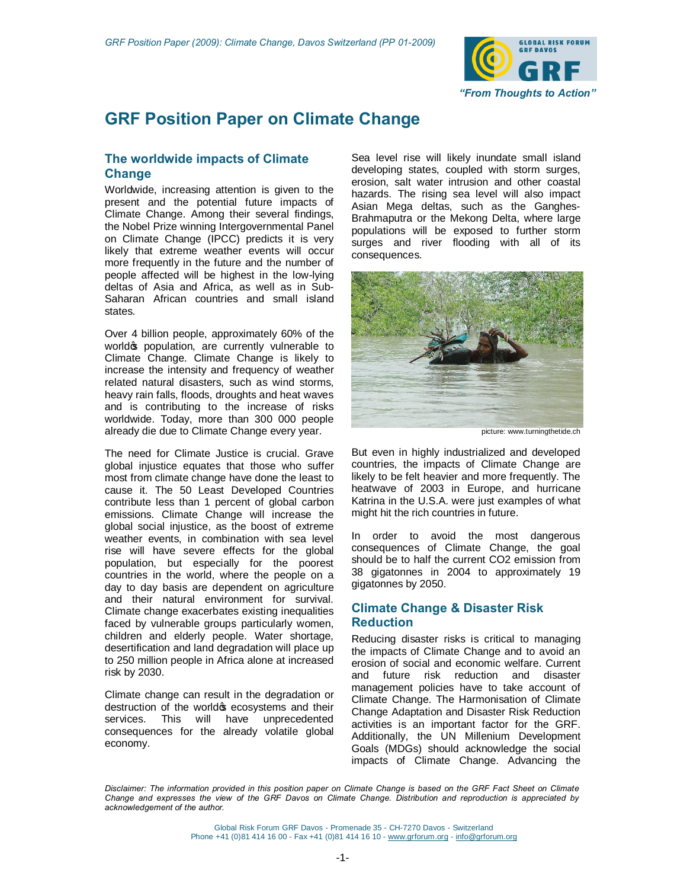# GRF Position Paper on Climate Change

## The worldwide impacts of Climate Change

Worldwide, increasing attention is given to the present and the potential future impacts of Climate Change. Among their several findings, the Nobel Prize winning Intergovernmental Panel on Climate Change (IPCC) predicts it is very likely that extreme weather events will occur more frequently in the future and the number of people affected will be highest in the low-lying deltas of Asia and Africa, as well as in Sub-Saharan African countries and small island states.

Over 4 billion people, approximately 60% of the world's population, are currently vulnerable to Climate Change. Climate Change is likely to increase the intensity and frequency of weather related natural disasters, such as wind storms, heavy rain falls, floods, droughts and heat waves and is contributing to the increase of risks worldwide. Today, more than 300 000 people already die due to Climate Change every year.

The need for Climate Justice is crucial. Grave global injustice equates that those who suffer most from climate change have done the least to cause it. The 50 Least Developed Countries contribute less than 1 percent of global carbon emissions. Climate Change will increase the global social injustice, as the boost of extreme weather events, in combination with sea level rise will have severe effects for the global population, but especially for the poorest countries in the world, where the people on a day to day basis are dependent on agriculture and their natural environment for survival. Climate change exacerbates existing inequalities faced by vulnerable groups particularly women, children and elderly people. Water shortage, desertification and land degradation will place up to 250 million people in Africa alone at increased risk by 2030.

Climate change can result in the degradation or destruction of the world's ecosystems and their services. This will have unprecedented consequences for the already volatile global economy.

Sea level rise will likely inundate small island developing states, coupled with storm surges, erosion, salt water intrusion and other coastal hazards. The rising sea level will also impact Asian Mega deltas, such as the Ganghes-Brahmaputra or the Mekong Delta, where large populations will be exposed to further storm surges and river flooding with all of its consequences.

picture: www.turningthetide.ch

But even in highly industrialized and developed countries, the impacts of Climate Change are likely to be felt heavier and more frequently. The heatwave of 2003 in Europe, and hurricane Katrina in the U.S.A. were just examples of what might hit the rich countries in future.

In order to avoid the most dangerous consequences of Climate Change, the goal should be to half the current $CO_2$ emission from 38 gigatonnes in 2004 to approximately 19 gigatonnes by 2050.

## Climate Change & Disaster Risk Reduction

Reducing disaster risks is critical to managing the impacts of Climate Change and to avoid an erosion of social and economic welfare. Current and future risk reduction and disaster management policies have to take account of Climate Change. The Harmonisation of Climate Change Adaptation and Disaster Risk Reduction activities is an important factor for the GRF. Additionally, the UN Millenium Development Goals (MDGs) should acknowledge the social impacts of Climate Change. Advancing the

*Disclaimer: The information provided in this position paper on Climate Change is based on the GRF Fact Sheet on Climate Change and expresses the view of the GRF Davos on Climate Change. Distribution and reproduction is appreciated by acknowledgement of the author.*

Global Risk Forum GRF Davos - Promenade 35 - CH-7270 Davos - Switzerland
Phone +41 (0)81 414 16 00 - Fax +41 (0)81 414 16 10 - www.grforum.org - info@grforum.org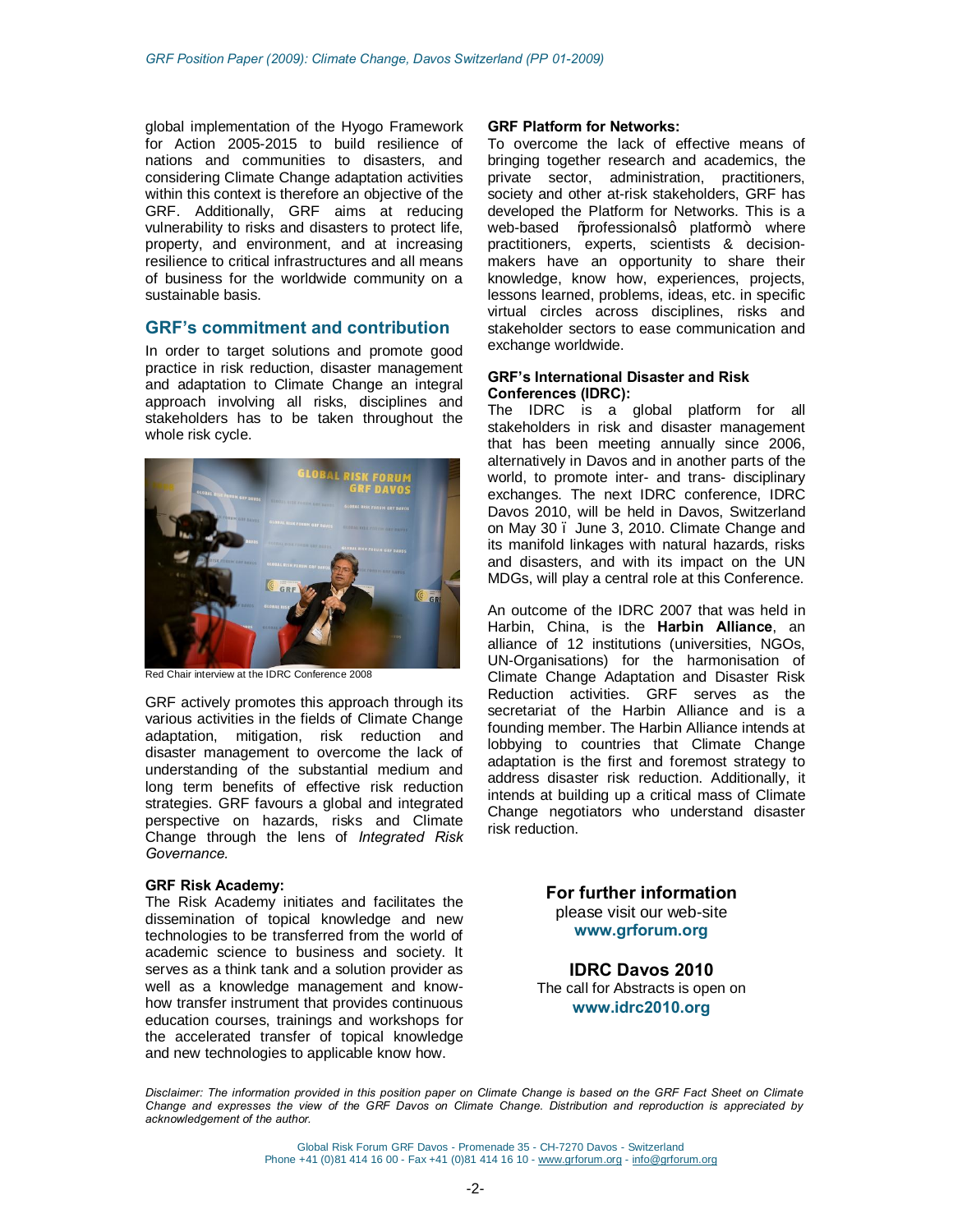global implementation of the Hyogo Framework for Action 2005-2015 to build resilience of nations and communities to disasters, and considering Climate Change adaptation activities within this context is therefore an objective of the GRF. Additionally, GRF aims at reducing vulnerability to risks and disasters to protect life, property, and environment, and at increasing resilience to critical infrastructures and all means of business for the worldwide community on a sustainable basis.

## GRF's commitment and contribution

In order to target solutions and promote good practice in risk reduction, disaster management and adaptation to Climate Change an integral approach involving all risks, disciplines and stakeholders has to be taken throughout the whole risk cycle.

Red Chair interview at the IDRC Conference 2008

GRF actively promotes this approach through its various activities in the fields of Climate Change adaptation, mitigation, risk reduction and disaster management to overcome the lack of understanding of the substantial medium and long term benefits of effective risk reduction strategies. GRF favours a global and integrated perspective on hazards, risks and Climate Change through the lens of *Integrated Risk Governance.*

**GRF Risk Academy:**
The Risk Academy initiates and facilitates the dissemination of topical knowledge and new technologies to be transferred from the world of academic science to business and society. It serves as a think tank and a solution provider as well as a knowledge management and know-how transfer instrument that provides continuous education courses, trainings and workshops for the accelerated transfer of topical knowledge and new technologies to applicable know how.

**GRF Platform for Networks:**
To overcome the lack of effective means of bringing together research and academics, the private sector, administration, practitioners, society and other at-risk stakeholders, GRF has developed the Platform for Networks. This is a web-based "professionals' platform" where practitioners, experts, scientists & decision-makers have an opportunity to share their knowledge, know how, experiences, projects, lessons learned, problems, ideas, etc. in specific virtual circles across disciplines, risks and stakeholder sectors to ease communication and exchange worldwide.

**GRF's International Disaster and Risk Conferences (IDRC):**
The IDRC is a global platform for all stakeholders in risk and disaster management that has been meeting annually since 2006, alternatively in Davos and in another parts of the world, to promote inter- and trans- disciplinary exchanges. The next IDRC conference, IDRC Davos 2010, will be held in Davos, Switzerland on May 30 – June 3, 2010. Climate Change and its manifold linkages with natural hazards, risks and disasters, and with its impact on the UN MDGs, will play a central role at this Conference.

An outcome of the IDRC 2007 that was held in Harbin, China, is the **Harbin Alliance**, an alliance of 12 institutions (universities, NGOs, UN-Organisations) for the harmonisation of Climate Change Adaptation and Disaster Risk Reduction activities. GRF serves as the secretariat of the Harbin Alliance and is a founding member. The Harbin Alliance intends at lobbying to countries that Climate Change adaptation is the first and foremost strategy to address disaster risk reduction. Additionally, it intends at building up a critical mass of Climate Change negotiators who understand disaster risk reduction.

**For further information**
please visit our web-site
**www.grforum.org**

**IDRC Davos 2010**
The call for Abstracts is open on
**www.idrc2010.org**

*Disclaimer: The information provided in this position paper on Climate Change is based on the GRF Fact Sheet on Climate Change and expresses the view of the GRF Davos on Climate Change. Distribution and reproduction is appreciated by acknowledgement of the author.*

Global Risk Forum GRF Davos - Promenade 35 - CH-7270 Davos - Switzerland
Phone +41 (0)81 414 16 00 - Fax +41 (0)81 414 16 10 - www.grforum.org - info@grforum.org